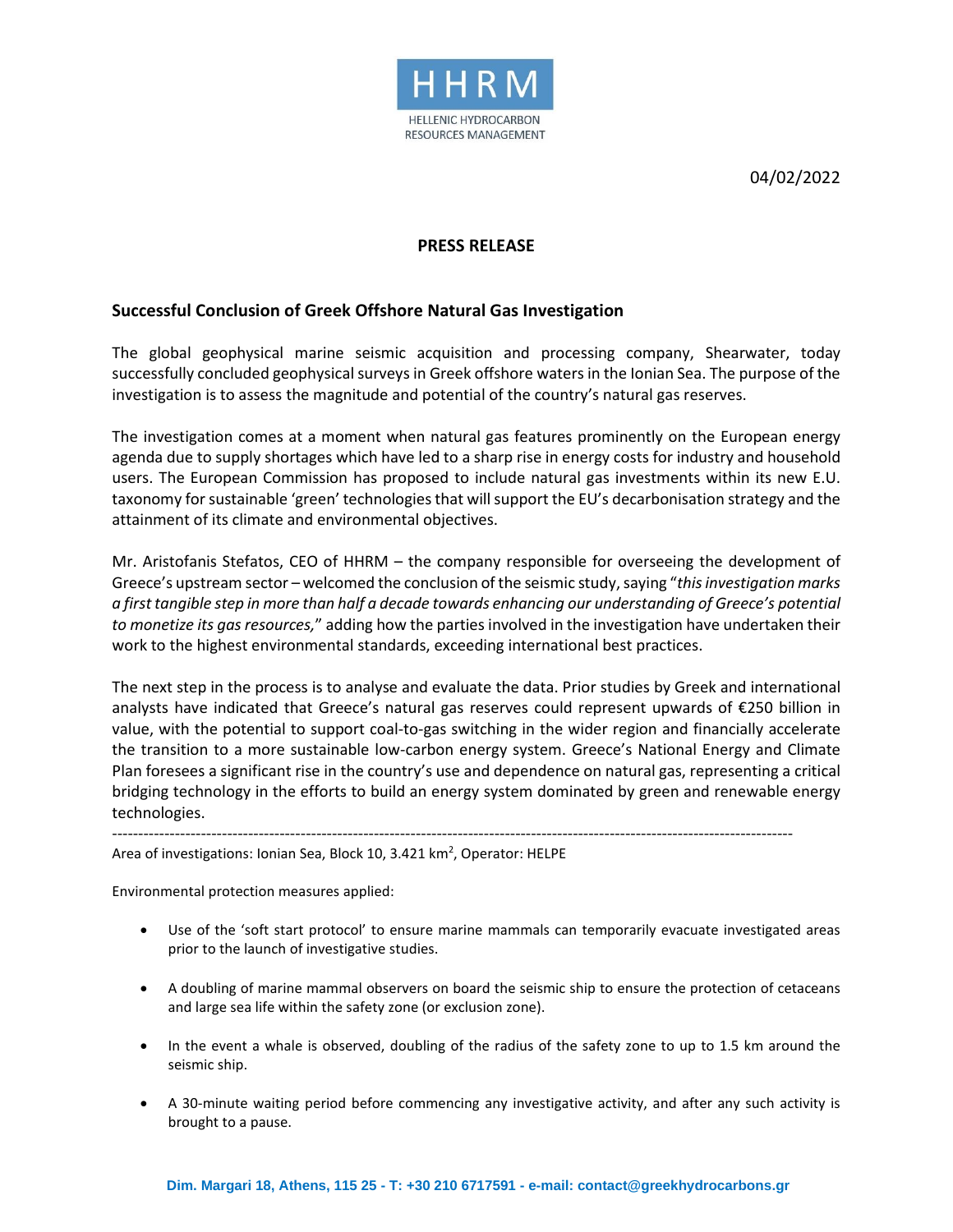HHRM

HELLENIC HYDROCARBON RESOURCES MANAGEMENT

04/02/2022

**PRESS RELEASE**

## Successful Conclusion of Greek Offshore Natural Gas Investigation

The global geophysical marine seismic acquisition and processing company, Shearwater, today successfully concluded geophysical surveys in Greek offshore waters in the Ionian Sea. The purpose of the investigation is to assess the magnitude and potential of the country's natural gas reserves.

The investigation comes at a moment when natural gas features prominently on the European energy agenda due to supply shortages which have led to a sharp rise in energy costs for industry and household users. The European Commission has proposed to include natural gas investments within its new E.U. taxonomy for sustainable 'green' technologies that will support the EU's decarbonisation strategy and the attainment of its climate and environmental objectives.

Mr. Aristofanis Stefatos, CEO of HHRM – the company responsible for overseeing the development of Greece's upstream sector – welcomed the conclusion of the seismic study, saying "*this investigation marks a first tangible step in more than half a decade towards enhancing our understanding of Greece's potential to monetize its gas resources,*" adding how the parties involved in the investigation have undertaken their work to the highest environmental standards, exceeding international best practices.

The next step in the process is to analyse and evaluate the data. Prior studies by Greek and international analysts have indicated that Greece's natural gas reserves could represent upwards of €250 billion in value, with the potential to support coal-to-gas switching in the wider region and financially accelerate the transition to a more sustainable low-carbon energy system. Greece's National Energy and Climate Plan foresees a significant rise in the country's use and dependence on natural gas, representing a critical bridging technology in the efforts to build an energy system dominated by green and renewable energy technologies.

---

Area of investigations: Ionian Sea, Block 10, 3.421 km$^2$, Operator: HELPE

Environmental protection measures applied:

- Use of the 'soft start protocol' to ensure marine mammals can temporarily evacuate investigated areas prior to the launch of investigative studies.
- A doubling of marine mammal observers on board the seismic ship to ensure the protection of cetaceans and large sea life within the safety zone (or exclusion zone).
- In the event a whale is observed, doubling of the radius of the safety zone to up to 1.5 km around the seismic ship.
- A 30-minute waiting period before commencing any investigative activity, and after any such activity is brought to a pause.

Dim. Margari 18, Athens, 115 25 - T: +30 210 6717591 - e-mail: contact@greekhydrocarbons.gr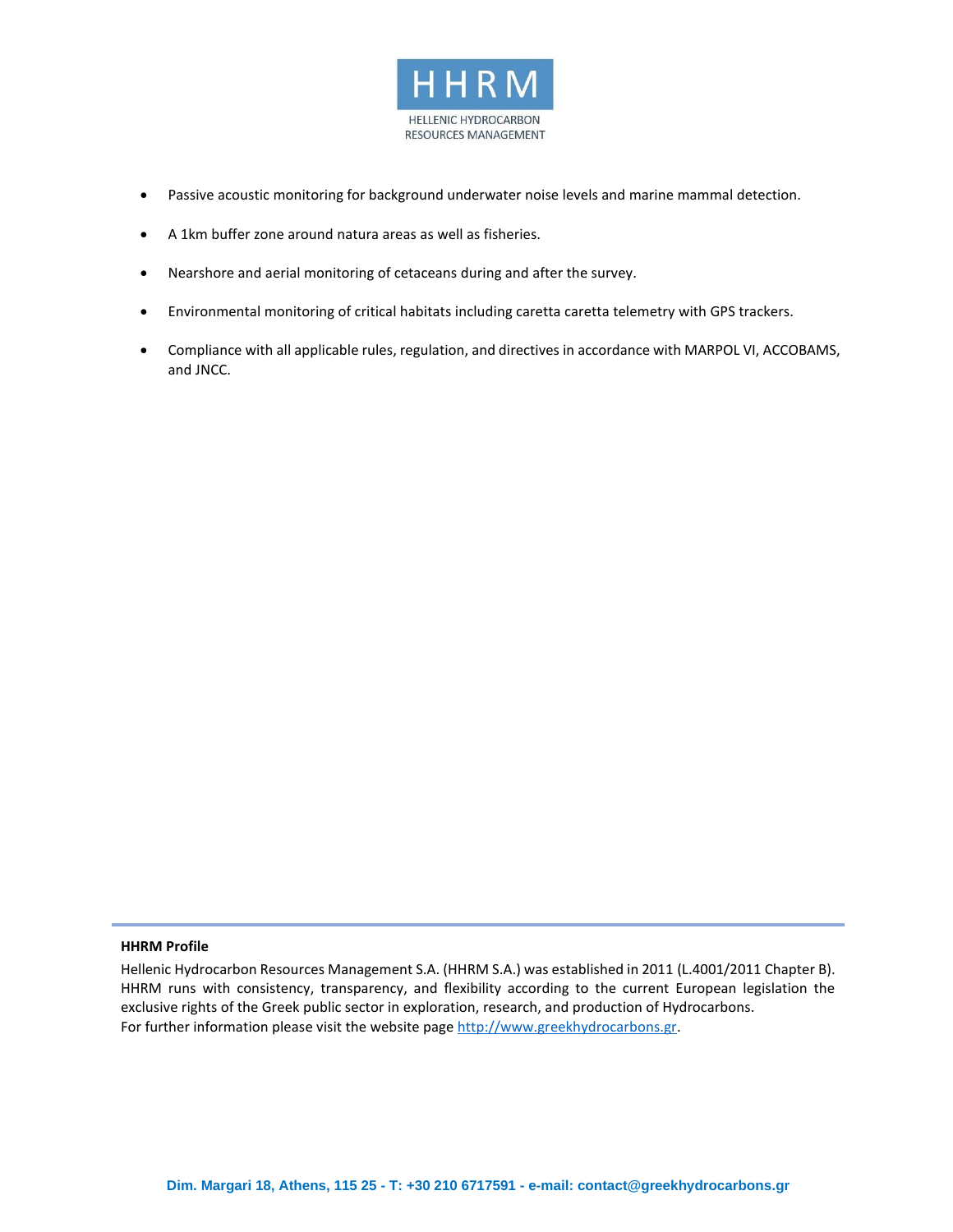- Passive acoustic monitoring for background underwater noise levels and marine mammal detection.
- A 1km buffer zone around natura areas as well as fisheries.
- Nearshore and aerial monitoring of cetaceans during and after the survey.
- Environmental monitoring of critical habitats including caretta caretta telemetry with GPS trackers.
- Compliance with all applicable rules, regulation, and directives in accordance with MARPOL VI, ACCOBAMS, and JNCC.

**HHRM Profile**

Hellenic Hydrocarbon Resources Management S.A. (HHRM S.A.) was established in 2011 (L.4001/2011 Chapter B). HHRM runs with consistency, transparency, and flexibility according to the current European legislation the exclusive rights of the Greek public sector in exploration, research, and production of Hydrocarbons.
For further information please visit the website page http://www.greekhydrocarbons.gr.